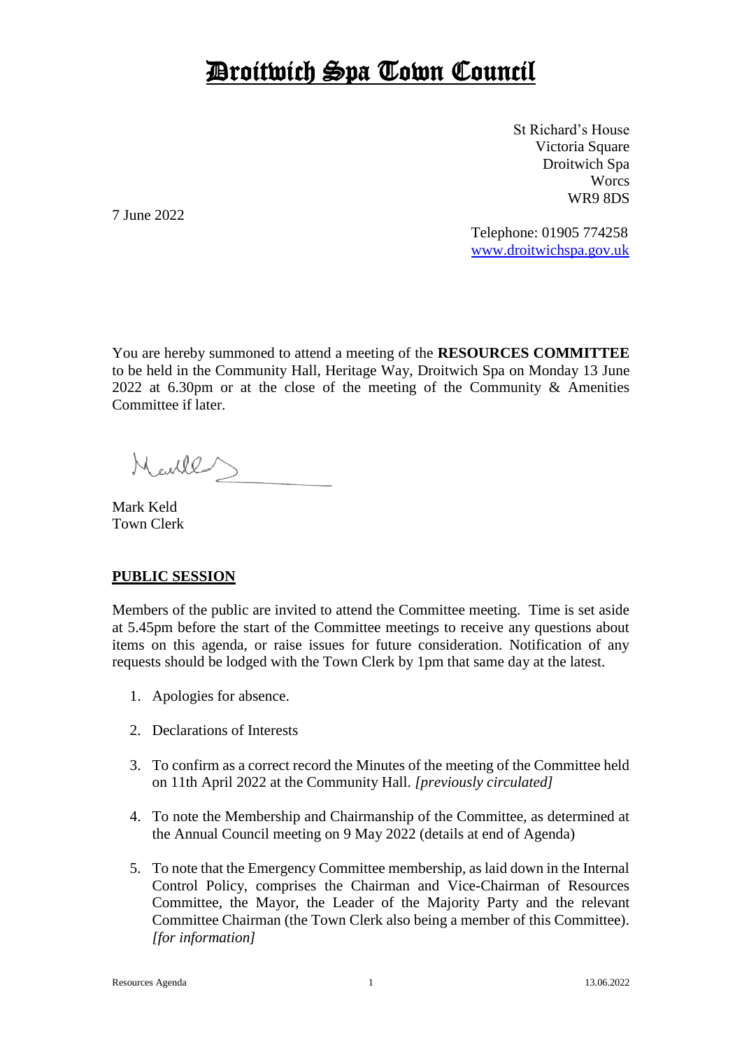# Droitwich Spa Town Council

St Richard's House
Victoria Square
Droitwich Spa
Worcs
WR9 8DS

7 June 2022

Telephone: 01905 774258
www.droitwichspa.gov.uk

You are hereby summoned to attend a meeting of the **RESOURCES COMMITTEE** to be held in the Community Hall, Heritage Way, Droitwich Spa on Monday 13 June 2022 at 6.30pm or at the close of the meeting of the Community & Amenities Committee if later.

Mark Keld
Town Clerk

## PUBLIC SESSION

Members of the public are invited to attend the Committee meeting. Time is set aside at 5.45pm before the start of the Committee meetings to receive any questions about items on this agenda, or raise issues for future consideration. Notification of any requests should be lodged with the Town Clerk by 1pm that same day at the latest.

1. Apologies for absence.
2. Declarations of Interests
3. To confirm as a correct record the Minutes of the meeting of the Committee held on 11th April 2022 at the Community Hall. *[previously circulated]*
4. To note the Membership and Chairmanship of the Committee, as determined at the Annual Council meeting on 9 May 2022 (details at end of Agenda)
5. To note that the Emergency Committee membership, as laid down in the Internal Control Policy, comprises the Chairman and Vice-Chairman of Resources Committee, the Mayor, the Leader of the Majority Party and the relevant Committee Chairman (the Town Clerk also being a member of this Committee). *[for information]*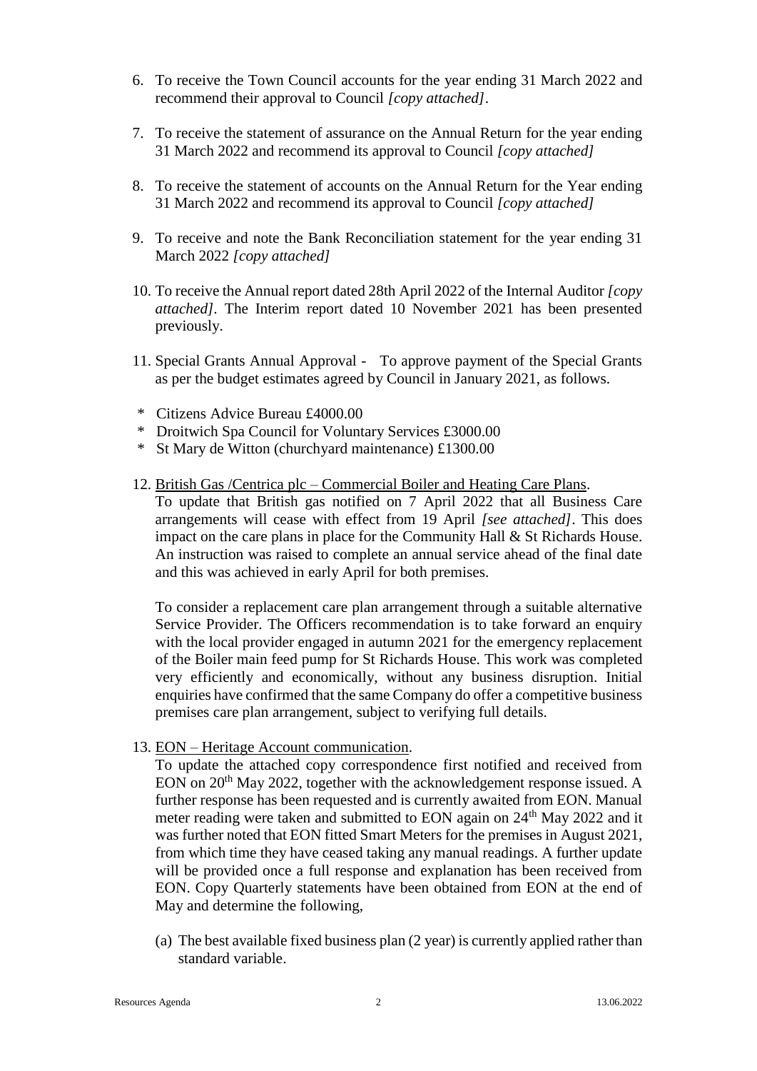6. To receive the Town Council accounts for the year ending 31 March 2022 and recommend their approval to Council *[copy attached]*.

7. To receive the statement of assurance on the Annual Return for the year ending 31 March 2022 and recommend its approval to Council *[copy attached]*

8. To receive the statement of accounts on the Annual Return for the Year ending 31 March 2022 and recommend its approval to Council *[copy attached]*

9. To receive and note the Bank Reconciliation statement for the year ending 31 March 2022 *[copy attached]*

10. To receive the Annual report dated 28th April 2022 of the Internal Auditor *[copy attached]*. The Interim report dated 10 November 2021 has been presented previously.

11. Special Grants Annual Approval - To approve payment of the Special Grants as per the budget estimates agreed by Council in January 2021, as follows.

 * Citizens Advice Bureau £4000.00
 * Droitwich Spa Council for Voluntary Services £3000.00
 * St Mary de Witton (churchyard maintenance) £1300.00

12. <u>British Gas /Centrica plc – Commercial Boiler and Heating Care Plans</u>.
 To update that British gas notified on 7 April 2022 that all Business Care arrangements will cease with effect from 19 April *[see attached]*. This does impact on the care plans in place for the Community Hall & St Richards House. An instruction was raised to complete an annual service ahead of the final date and this was achieved in early April for both premises.

 To consider a replacement care plan arrangement through a suitable alternative Service Provider. The Officers recommendation is to take forward an enquiry with the local provider engaged in autumn 2021 for the emergency replacement of the Boiler main feed pump for St Richards House. This work was completed very efficiently and economically, without any business disruption. Initial enquiries have confirmed that the same Company do offer a competitive business premises care plan arrangement, subject to verifying full details.

13. <u>EON – Heritage Account communication</u>.
 To update the attached copy correspondence first notified and received from EON on 20th May 2022, together with the acknowledgement response issued. A further response has been requested and is currently awaited from EON. Manual meter reading were taken and submitted to EON again on 24th May 2022 and it was further noted that EON fitted Smart Meters for the premises in August 2021, from which time they have ceased taking any manual readings. A further update will be provided once a full response and explanation has been received from EON. Copy Quarterly statements have been obtained from EON at the end of May and determine the following,

 (a) The best available fixed business plan (2 year) is currently applied rather than standard variable.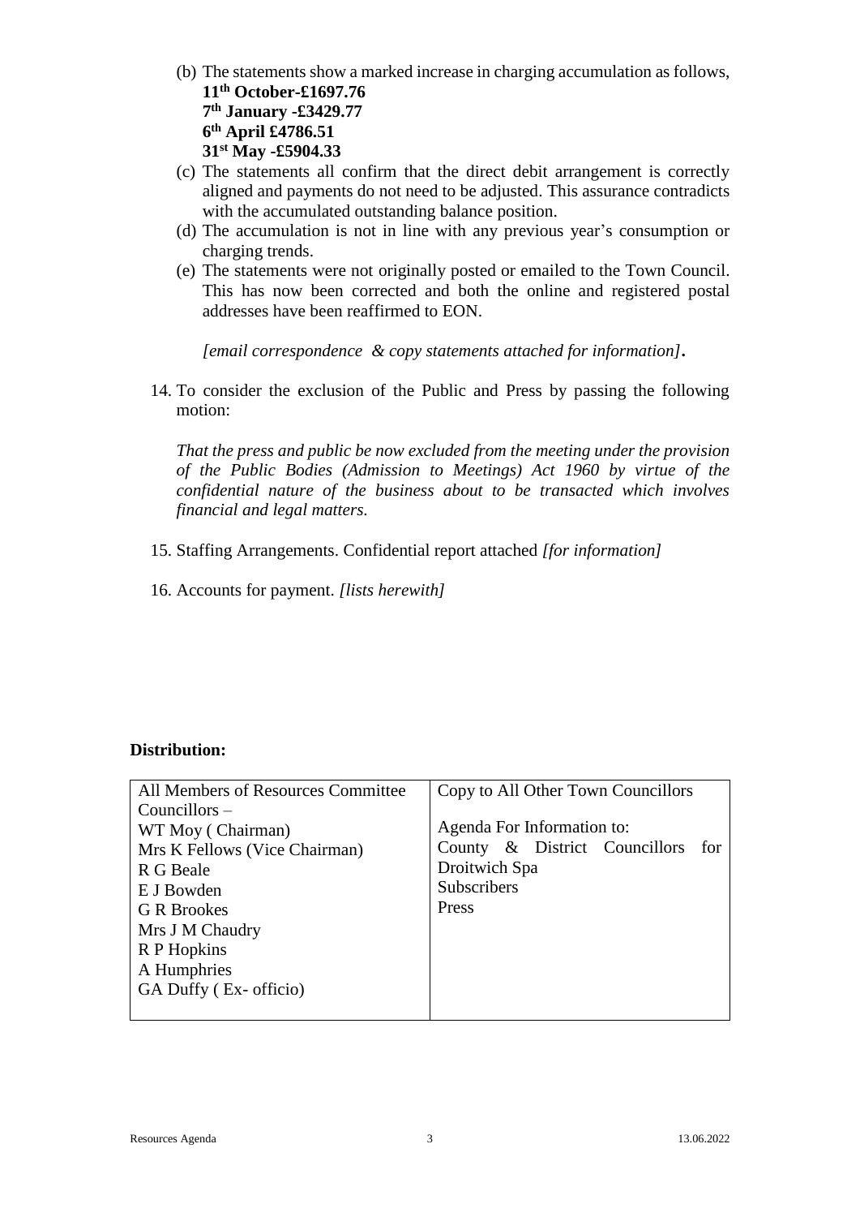(b) The statements show a marked increase in charging accumulation as follows,
**11th October-£1697.76**
**7th January -£3429.77**
**6th April £4786.51**
**31st May -£5904.33**

(c) The statements all confirm that the direct debit arrangement is correctly aligned and payments do not need to be adjusted. This assurance contradicts with the accumulated outstanding balance position.

(d) The accumulation is not in line with any previous year's consumption or charging trends.

(e) The statements were not originally posted or emailed to the Town Council. This has now been corrected and both the online and registered postal addresses have been reaffirmed to EON.

*[email correspondence & copy statements attached for information]*.

14. To consider the exclusion of the Public and Press by passing the following motion:

    *That the press and public be now excluded from the meeting under the provision of the Public Bodies (Admission to Meetings) Act 1960 by virtue of the confidential nature of the business about to be transacted which involves financial and legal matters.*

15. Staffing Arrangements. Confidential report attached *[for information]*

16. Accounts for payment. *[lists herewith]*

**Distribution:**

| | |
|---|---|
| All Members of Resources Committee<br>Councillors –<br>WT Moy ( Chairman)<br>Mrs K Fellows (Vice Chairman)<br>R G Beale<br>E J Bowden<br>G R Brookes<br>Mrs J M Chaudry<br>R P Hopkins<br>A Humphries<br>GA Duffy ( Ex- officio) | Copy to All Other Town Councillors<br><br>Agenda For Information to:<br>County & District Councillors for Droitwich Spa<br>Subscribers<br>Press |